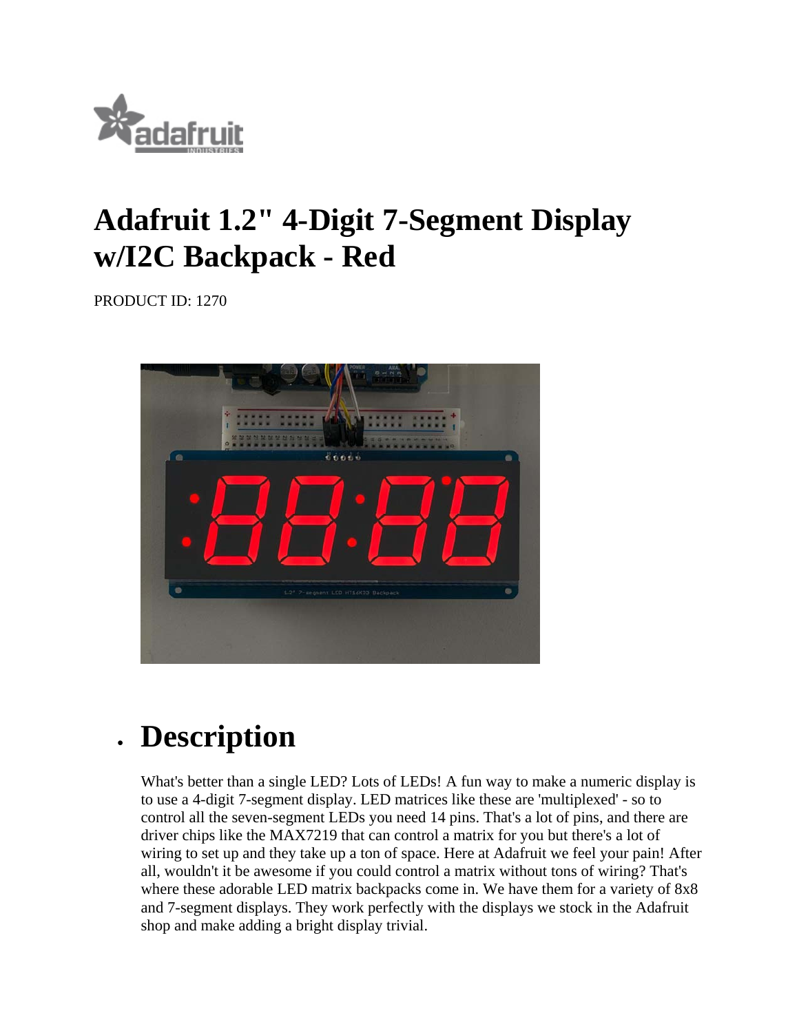# Adafruit 1.2" 4-Digit 7-Segment Display w/I2C Backpack - Red

PRODUCT ID: 1270

- ## Description

What's better than a single LED? Lots of LEDs! A fun way to make a numeric display is to use a 4-digit 7-segment display. LED matrices like these are 'multiplexed' - so to control all the seven-segment LEDs you need 14 pins. That's a lot of pins, and there are driver chips like the MAX7219 that can control a matrix for you but there's a lot of wiring to set up and they take up a ton of space. Here at Adafruit we feel your pain! After all, wouldn't it be awesome if you could control a matrix without tons of wiring? That's where these adorable LED matrix backpacks come in. We have them for a variety of 8x8 and 7-segment displays. They work perfectly with the displays we stock in the Adafruit shop and make adding a bright display trivial.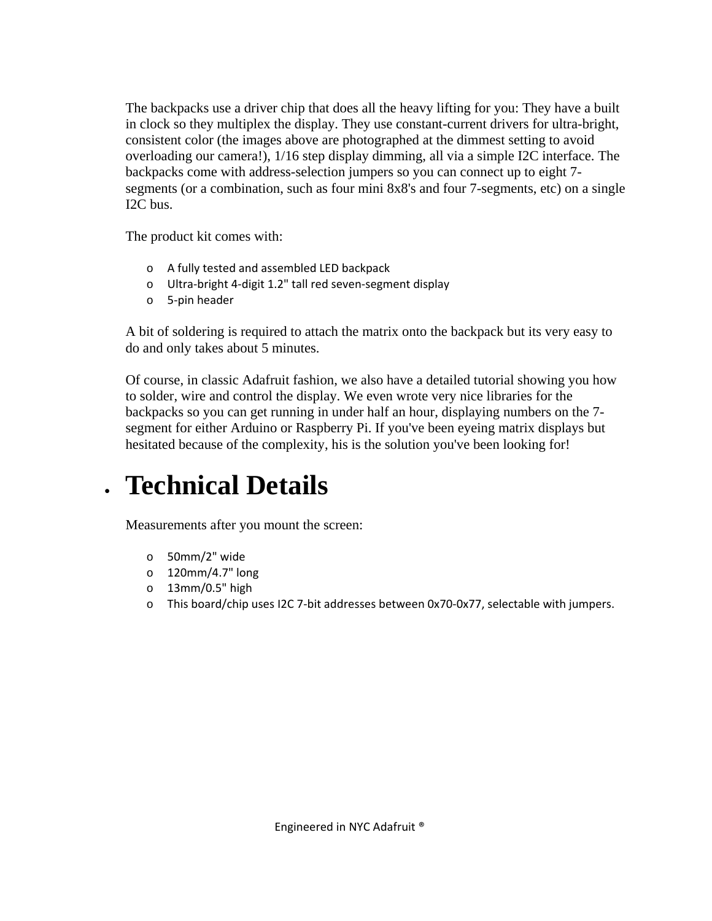The backpacks use a driver chip that does all the heavy lifting for you: They have a built in clock so they multiplex the display. They use constant-current drivers for ultra-bright, consistent color (the images above are photographed at the dimmest setting to avoid overloading our camera!), 1/16 step display dimming, all via a simple I2C interface. The backpacks come with address-selection jumpers so you can connect up to eight 7-segments (or a combination, such as four mini 8x8's and four 7-segments, etc) on a single I2C bus.

The product kit comes with:

- A fully tested and assembled LED backpack
- Ultra-bright 4-digit 1.2" tall red seven-segment display
- 5-pin header

A bit of soldering is required to attach the matrix onto the backpack but its very easy to do and only takes about 5 minutes.

Of course, in classic Adafruit fashion, we also have a detailed tutorial showing you how to solder, wire and control the display. We even wrote very nice libraries for the backpacks so you can get running in under half an hour, displaying numbers on the 7-segment for either Arduino or Raspberry Pi. If you've been eyeing matrix displays but hesitated because of the complexity, his is the solution you've been looking for!

# Technical Details

Measurements after you mount the screen:

- 50mm/2" wide
- 120mm/4.7" long
- 13mm/0.5" high
- This board/chip uses I2C 7-bit addresses between 0x70-0x77, selectable with jumpers.

Engineered in NYC Adafruit ®